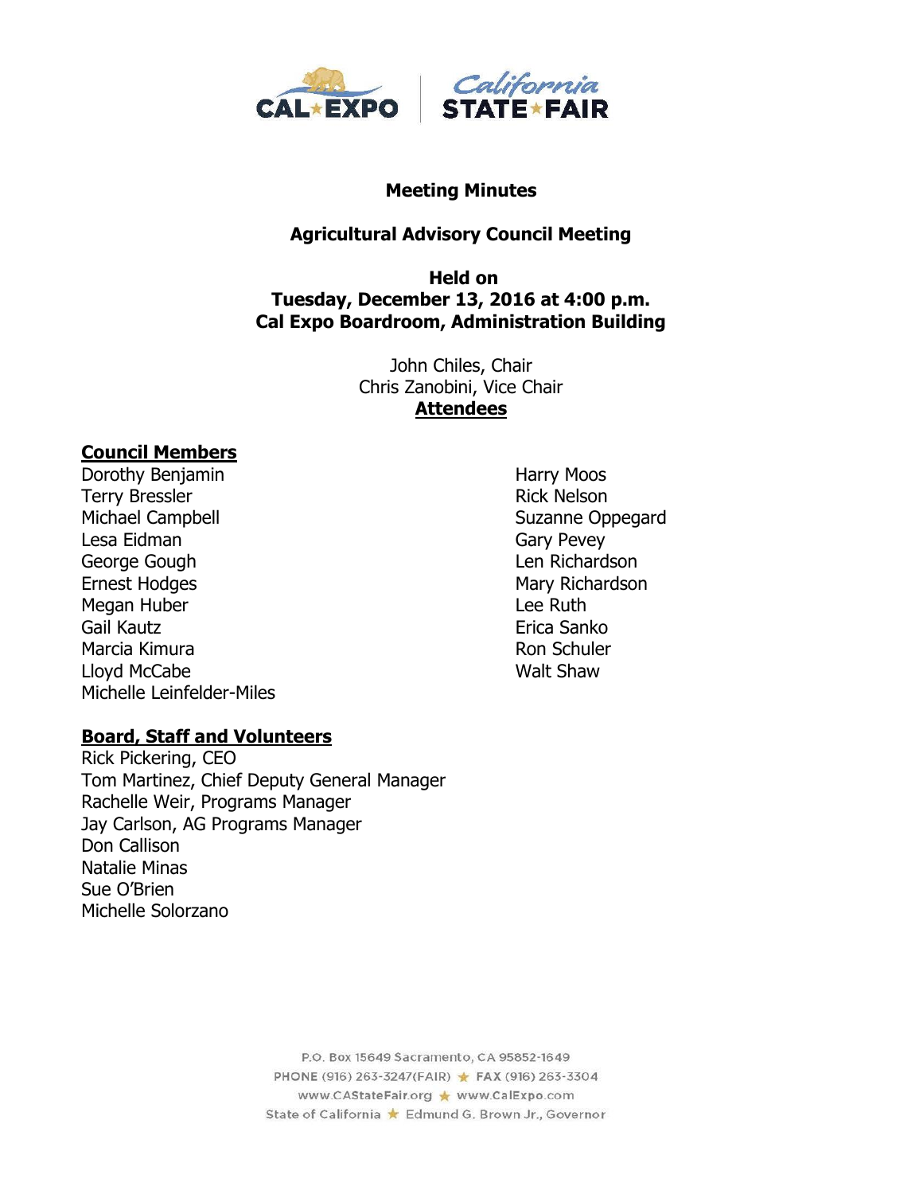# Meeting Minutes

## Agricultural Advisory Council Meeting

**Held on**
**Tuesday, December 13, 2016 at 4:00 p.m.**
**Cal Expo Boardroom, Administration Building**

John Chiles, Chair
Chris Zanobini, Vice Chair

**Attendees**

### Council Members

Dorothy Benjamin
Terry Bressler
Michael Campbell
Lesa Eidman
George Gough
Ernest Hodges
Megan Huber
Gail Kautz
Marcia Kimura
Lloyd McCabe
Michelle Leinfelder-Miles
Harry Moos
Rick Nelson
Suzanne Oppegard
Gary Pevey
Len Richardson
Mary Richardson
Lee Ruth
Erica Sanko
Ron Schuler
Walt Shaw

### Board, Staff and Volunteers

Rick Pickering, CEO
Tom Martinez, Chief Deputy General Manager
Rachelle Weir, Programs Manager
Jay Carlson, AG Programs Manager
Don Callison
Natalie Minas
Sue O'Brien
Michelle Solorzano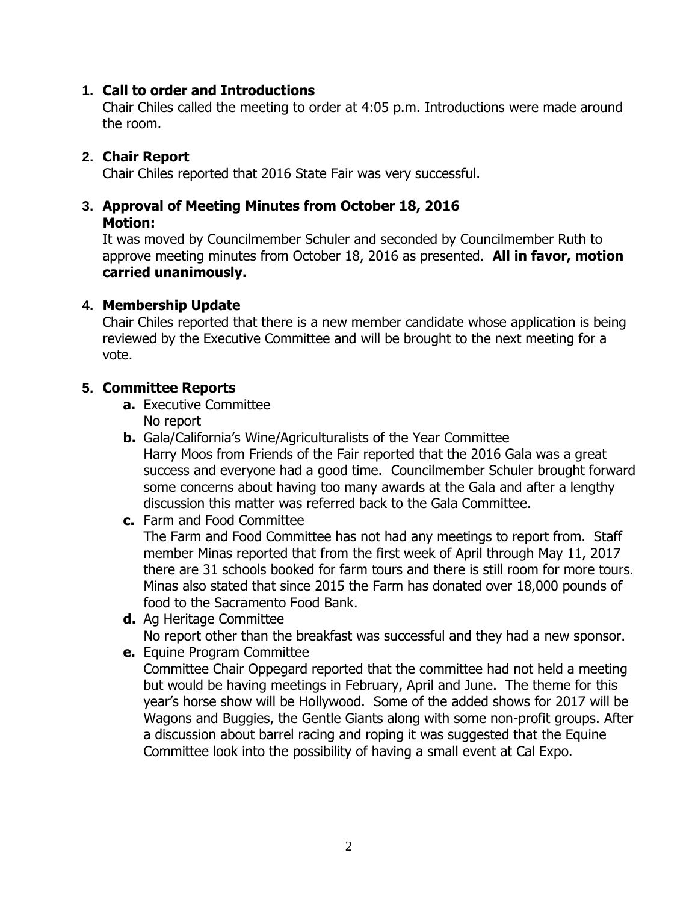1. **Call to order and Introductions**
   Chair Chiles called the meeting to order at 4:05 p.m. Introductions were made around the room.

2. **Chair Report**
   Chair Chiles reported that 2016 State Fair was very successful.

3. **Approval of Meeting Minutes from October 18, 2016**
   **Motion:**
   It was moved by Councilmember Schuler and seconded by Councilmember Ruth to approve meeting minutes from October 18, 2016 as presented. **All in favor, motion carried unanimously.**

4. **Membership Update**
   Chair Chiles reported that there is a new member candidate whose application is being reviewed by the Executive Committee and will be brought to the next meeting for a vote.

5. **Committee Reports**
   - **a.** Executive Committee
     No report
   - **b.** Gala/California's Wine/Agriculturalists of the Year Committee
     Harry Moos from Friends of the Fair reported that the 2016 Gala was a great success and everyone had a good time. Councilmember Schuler brought forward some concerns about having too many awards at the Gala and after a lengthy discussion this matter was referred back to the Gala Committee.
   - **c.** Farm and Food Committee
     The Farm and Food Committee has not had any meetings to report from. Staff member Minas reported that from the first week of April through May 11, 2017 there are 31 schools booked for farm tours and there is still room for more tours. Minas also stated that since 2015 the Farm has donated over 18,000 pounds of food to the Sacramento Food Bank.
   - **d.** Ag Heritage Committee
     No report other than the breakfast was successful and they had a new sponsor.
   - **e.** Equine Program Committee
     Committee Chair Oppegard reported that the committee had not held a meeting but would be having meetings in February, April and June. The theme for this year's horse show will be Hollywood. Some of the added shows for 2017 will be Wagons and Buggies, the Gentle Giants along with some non-profit groups. After a discussion about barrel racing and roping it was suggested that the Equine Committee look into the possibility of having a small event at Cal Expo.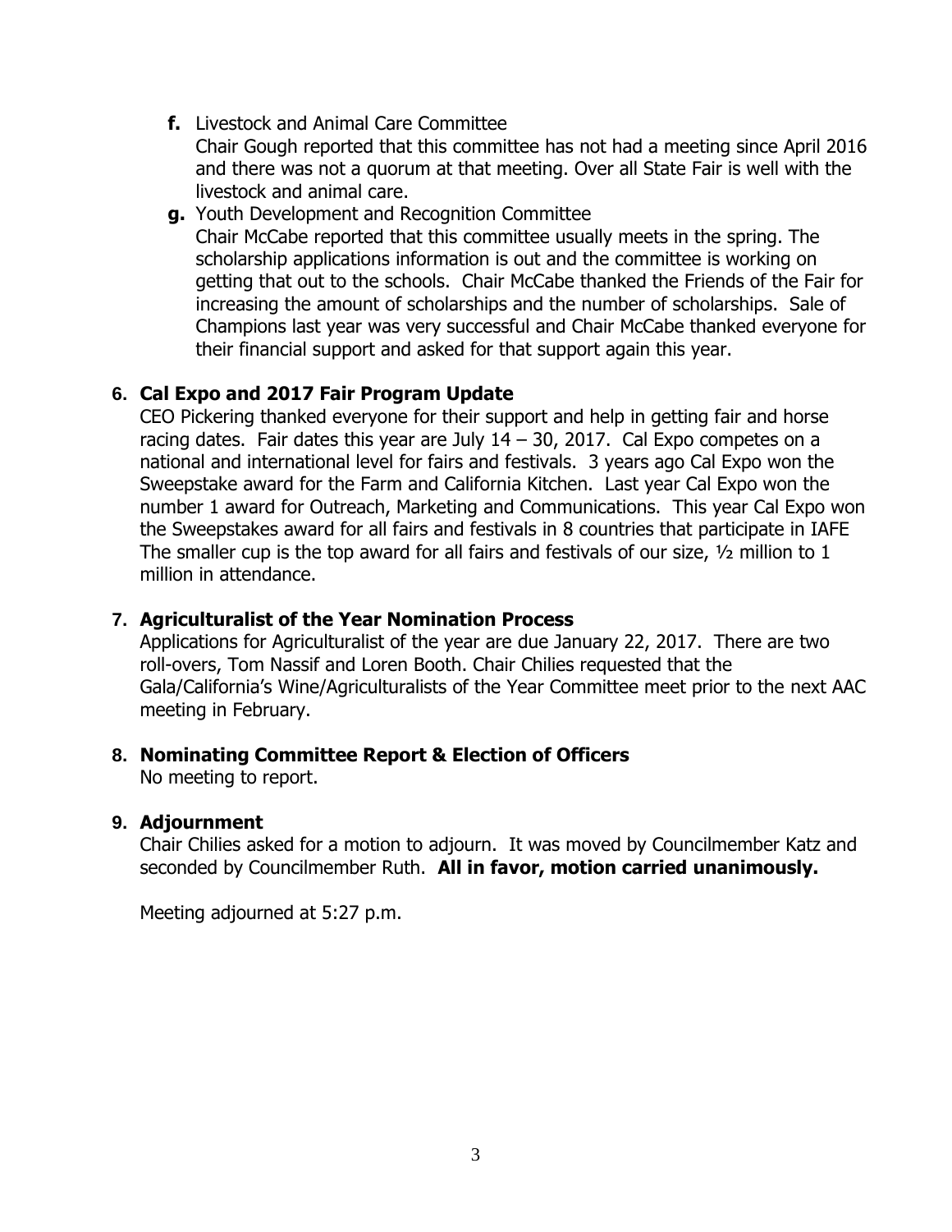**f.** Livestock and Animal Care Committee
Chair Gough reported that this committee has not had a meeting since April 2016 and there was not a quorum at that meeting. Over all State Fair is well with the livestock and animal care.

**g.** Youth Development and Recognition Committee
Chair McCabe reported that this committee usually meets in the spring. The scholarship applications information is out and the committee is working on getting that out to the schools. Chair McCabe thanked the Friends of the Fair for increasing the amount of scholarships and the number of scholarships. Sale of Champions last year was very successful and Chair McCabe thanked everyone for their financial support and asked for that support again this year.

**6. Cal Expo and 2017 Fair Program Update**

CEO Pickering thanked everyone for their support and help in getting fair and horse racing dates. Fair dates this year are July 14 – 30, 2017. Cal Expo competes on a national and international level for fairs and festivals. 3 years ago Cal Expo won the Sweepstake award for the Farm and California Kitchen. Last year Cal Expo won the number 1 award for Outreach, Marketing and Communications. This year Cal Expo won the Sweepstakes award for all fairs and festivals in 8 countries that participate in IAFE The smaller cup is the top award for all fairs and festivals of our size, ½ million to 1 million in attendance.

**7. Agriculturalist of the Year Nomination Process**

Applications for Agriculturalist of the year are due January 22, 2017. There are two roll-overs, Tom Nassif and Loren Booth. Chair Chilies requested that the Gala/California's Wine/Agriculturalists of the Year Committee meet prior to the next AAC meeting in February.

**8. Nominating Committee Report & Election of Officers**

No meeting to report.

**9. Adjournment**

Chair Chilies asked for a motion to adjourn. It was moved by Councilmember Katz and seconded by Councilmember Ruth. **All in favor, motion carried unanimously.**

Meeting adjourned at 5:27 p.m.